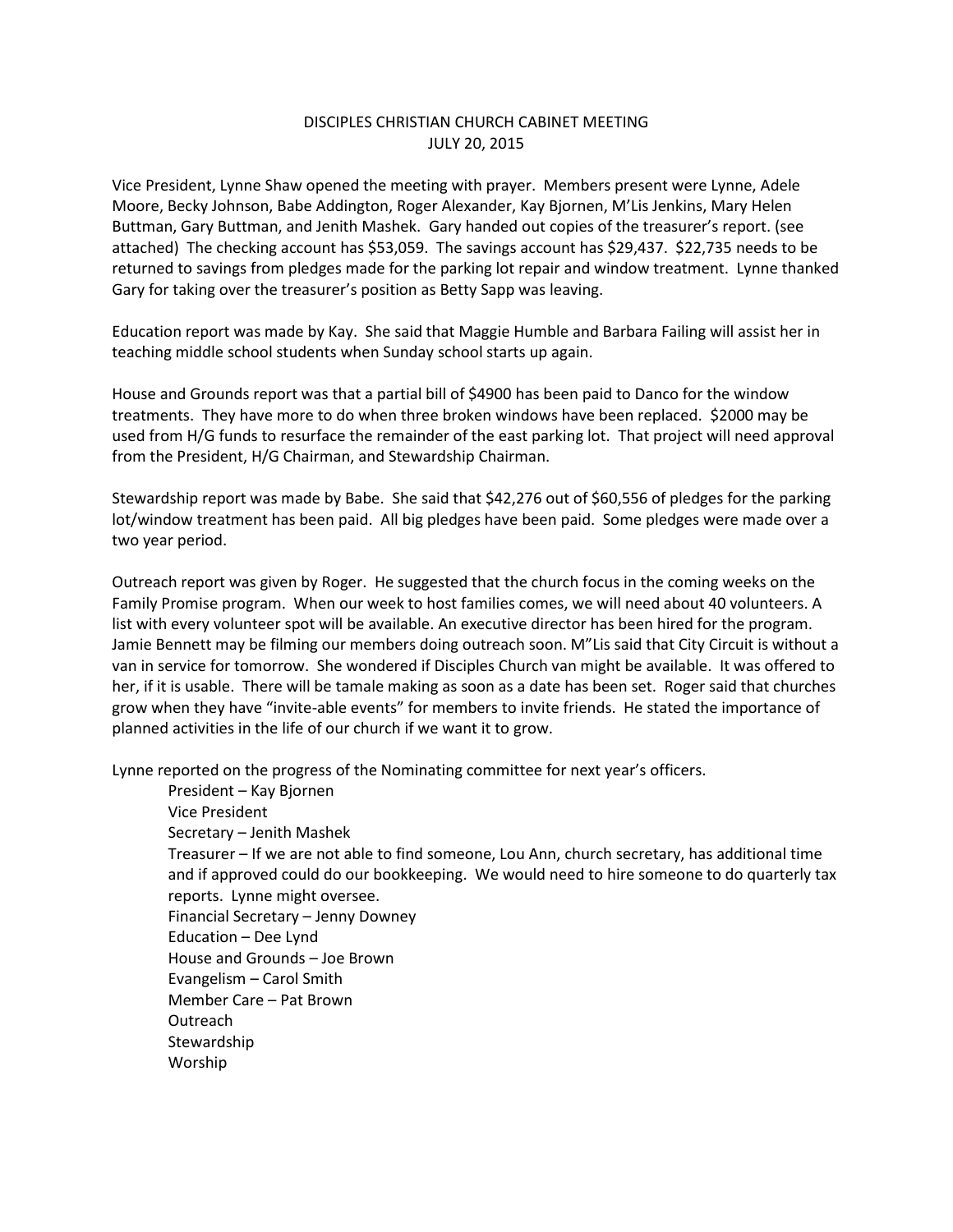# DISCIPLES CHRISTIAN CHURCH CABINET MEETING
## JULY 20, 2015

Vice President, Lynne Shaw opened the meeting with prayer. Members present were Lynne, Adele Moore, Becky Johnson, Babe Addington, Roger Alexander, Kay Bjornen, M'Lis Jenkins, Mary Helen Buttman, Gary Buttman, and Jenith Mashek. Gary handed out copies of the treasurer's report. (see attached) The checking account has $53,059. The savings account has $29,437. $22,735 needs to be returned to savings from pledges made for the parking lot repair and window treatment. Lynne thanked Gary for taking over the treasurer's position as Betty Sapp was leaving.

Education report was made by Kay. She said that Maggie Humble and Barbara Failing will assist her in teaching middle school students when Sunday school starts up again.

House and Grounds report was that a partial bill of $4900 has been paid to Danco for the window treatments. They have more to do when three broken windows have been replaced. $2000 may be used from H/G funds to resurface the remainder of the east parking lot. That project will need approval from the President, H/G Chairman, and Stewardship Chairman.

Stewardship report was made by Babe. She said that $42,276 out of $60,556 of pledges for the parking lot/window treatment has been paid. All big pledges have been paid. Some pledges were made over a two year period.

Outreach report was given by Roger. He suggested that the church focus in the coming weeks on the Family Promise program. When our week to host families comes, we will need about 40 volunteers. A list with every volunteer spot will be available. An executive director has been hired for the program. Jamie Bennett may be filming our members doing outreach soon. M"Lis said that City Circuit is without a van in service for tomorrow. She wondered if Disciples Church van might be available. It was offered to her, if it is usable. There will be tamale making as soon as a date has been set. Roger said that churches grow when they have "invite-able events" for members to invite friends. He stated the importance of planned activities in the life of our church if we want it to grow.

Lynne reported on the progress of the Nominating committee for next year's officers.

- President – Kay Bjornen
- Vice President
- Secretary – Jenith Mashek
- Treasurer – If we are not able to find someone, Lou Ann, church secretary, has additional time and if approved could do our bookkeeping. We would need to hire someone to do quarterly tax reports. Lynne might oversee.
- Financial Secretary – Jenny Downey
- Education – Dee Lynd
- House and Grounds – Joe Brown
- Evangelism – Carol Smith
- Member Care – Pat Brown
- Outreach
- Stewardship
- Worship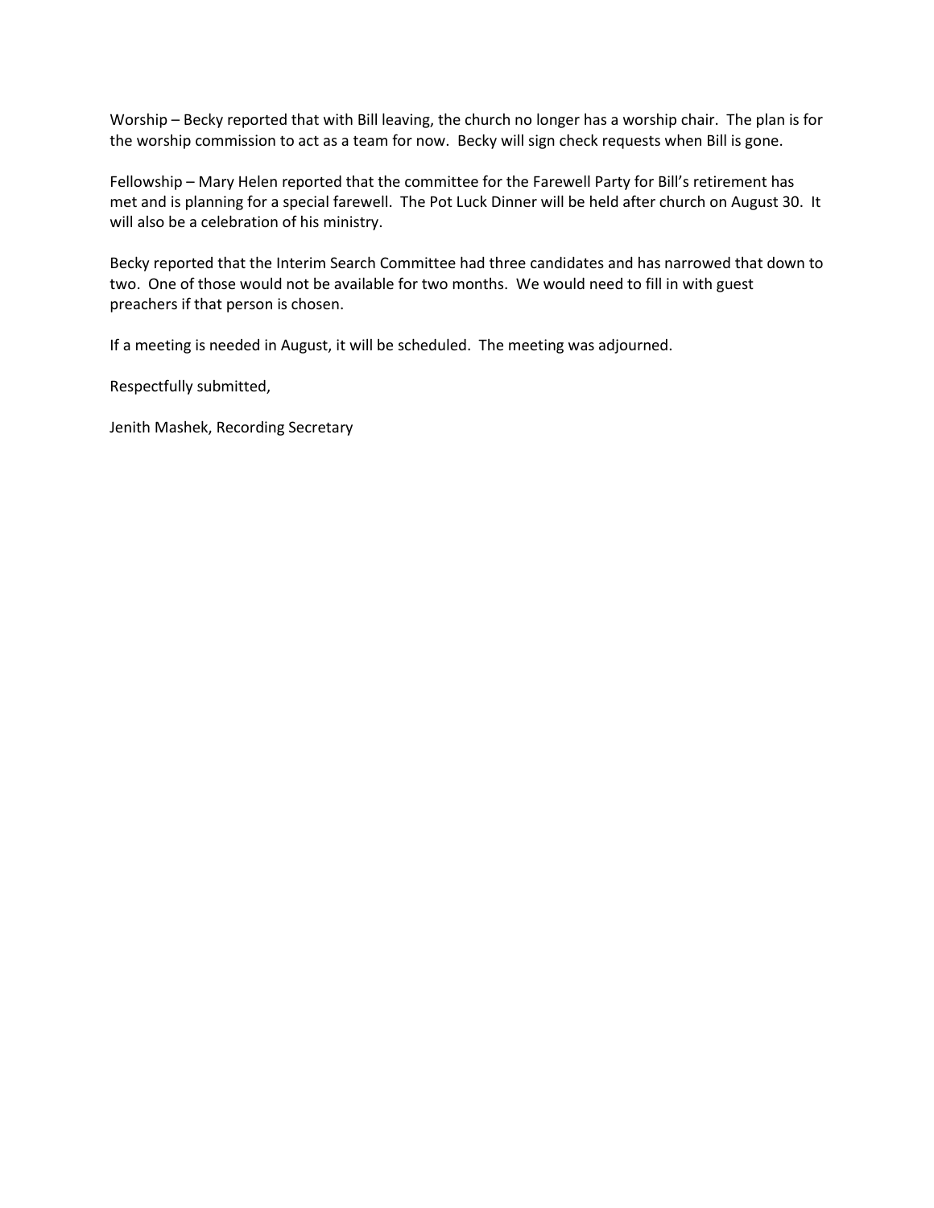Worship – Becky reported that with Bill leaving, the church no longer has a worship chair. The plan is for the worship commission to act as a team for now. Becky will sign check requests when Bill is gone.

Fellowship – Mary Helen reported that the committee for the Farewell Party for Bill's retirement has met and is planning for a special farewell. The Pot Luck Dinner will be held after church on August 30. It will also be a celebration of his ministry.

Becky reported that the Interim Search Committee had three candidates and has narrowed that down to two. One of those would not be available for two months. We would need to fill in with guest preachers if that person is chosen.

If a meeting is needed in August, it will be scheduled. The meeting was adjourned.

Respectfully submitted,

Jenith Mashek, Recording Secretary